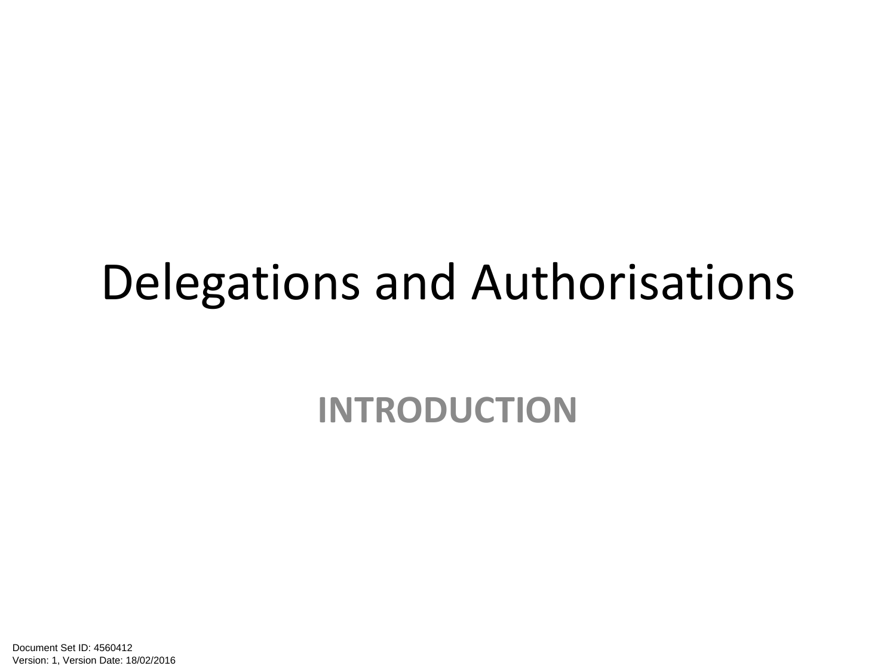# Delegations and Authorisations

## INTRODUCTION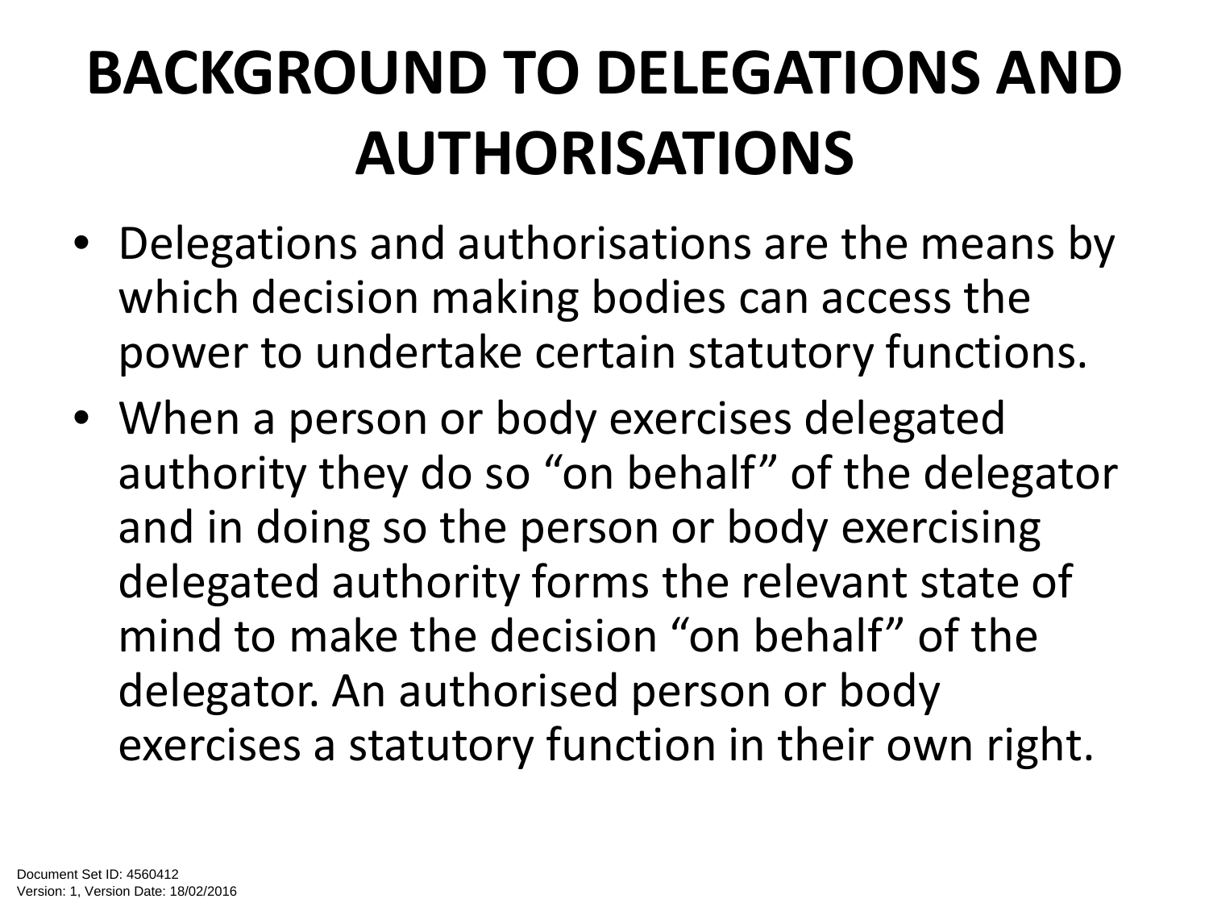# BACKGROUND TO DELEGATIONS AND AUTHORISATIONS

- Delegations and authorisations are the means by which decision making bodies can access the power to undertake certain statutory functions.
- When a person or body exercises delegated authority they do so "on behalf" of the delegator and in doing so the person or body exercising delegated authority forms the relevant state of mind to make the decision "on behalf" of the delegator. An authorised person or body exercises a statutory function in their own right.

Document Set ID: 4560412
Version: 1, Version Date: 18/02/2016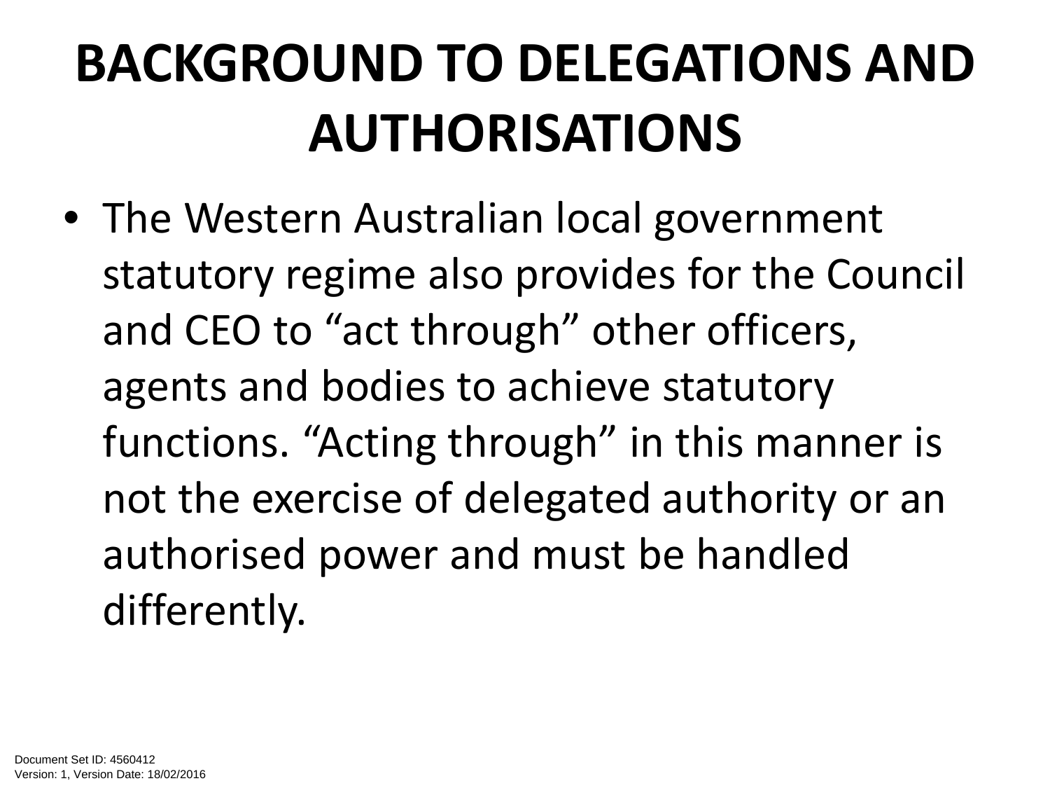# BACKGROUND TO DELEGATIONS AND AUTHORISATIONS

- The Western Australian local government statutory regime also provides for the Council and CEO to “act through” other officers, agents and bodies to achieve statutory functions. “Acting through” in this manner is not the exercise of delegated authority or an authorised power and must be handled differently.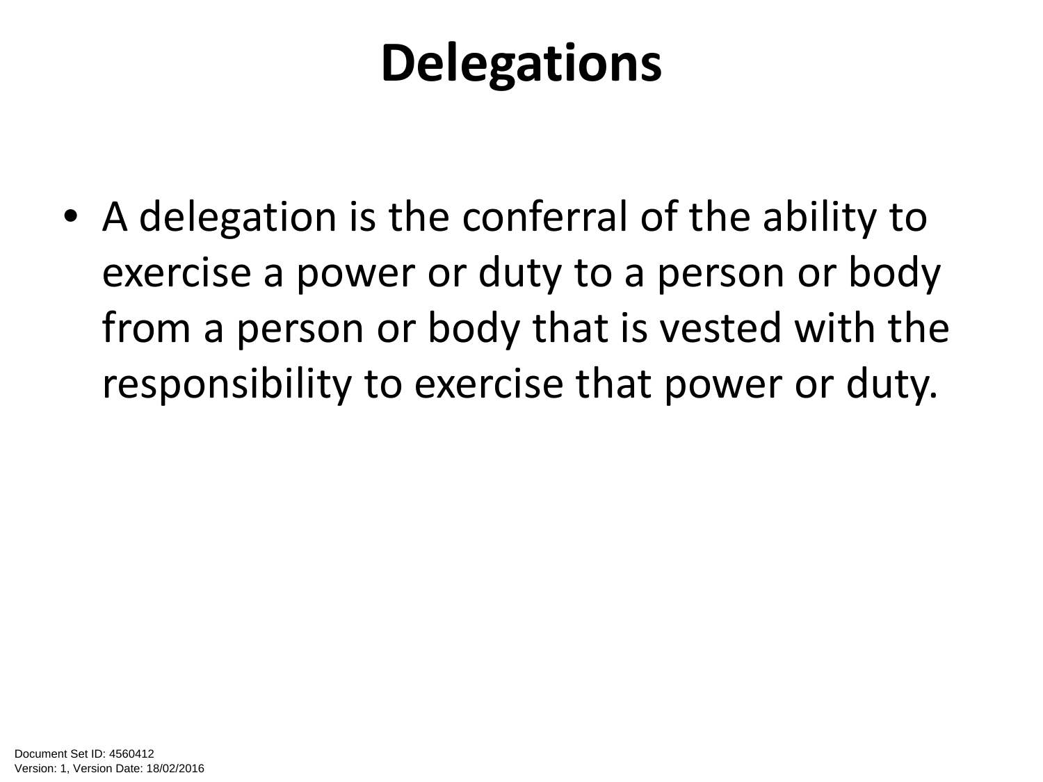# Delegations

- A delegation is the conferral of the ability to exercise a power or duty to a person or body from a person or body that is vested with the responsibility to exercise that power or duty.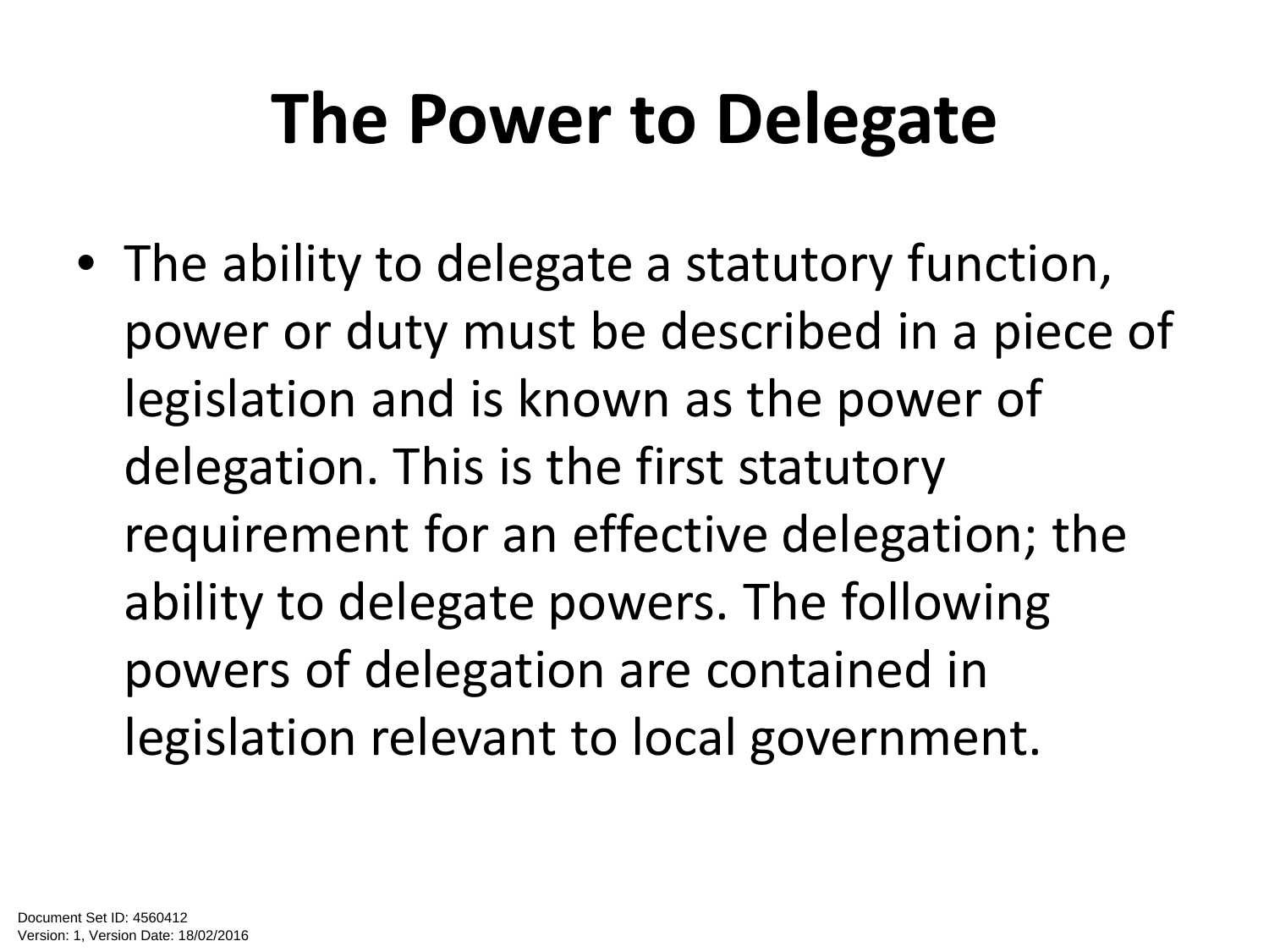# The Power to Delegate

- The ability to delegate a statutory function, power or duty must be described in a piece of legislation and is known as the power of delegation. This is the first statutory requirement for an effective delegation; the ability to delegate powers. The following powers of delegation are contained in legislation relevant to local government.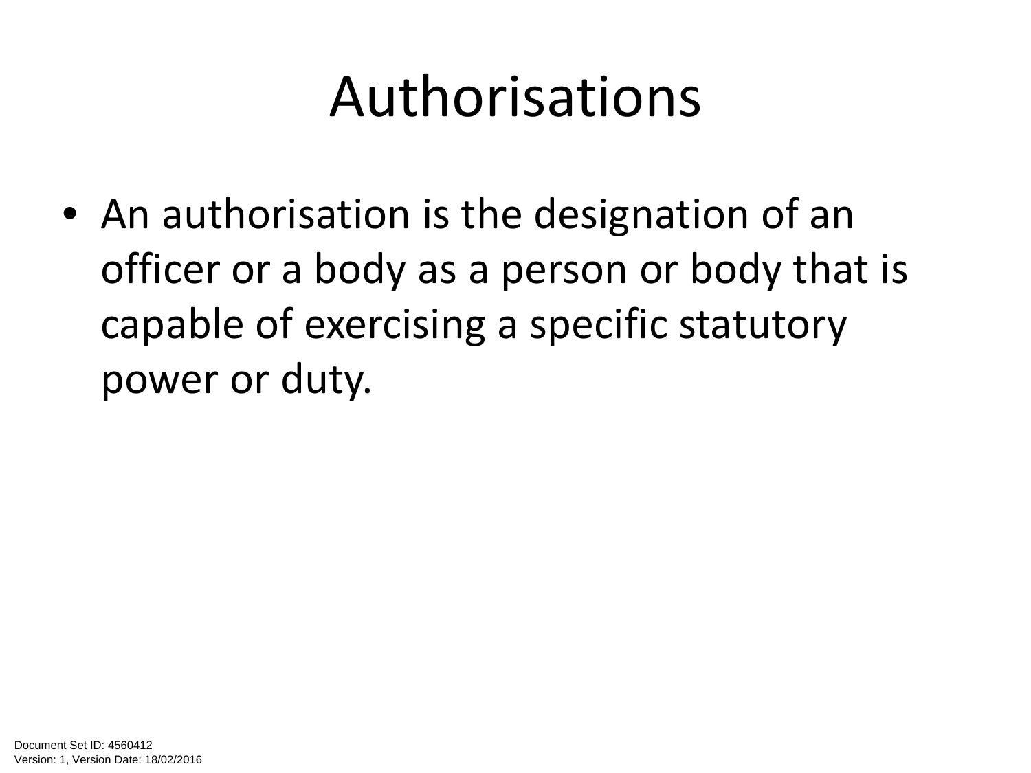# Authorisations

- An authorisation is the designation of an officer or a body as a person or body that is capable of exercising a specific statutory power or duty.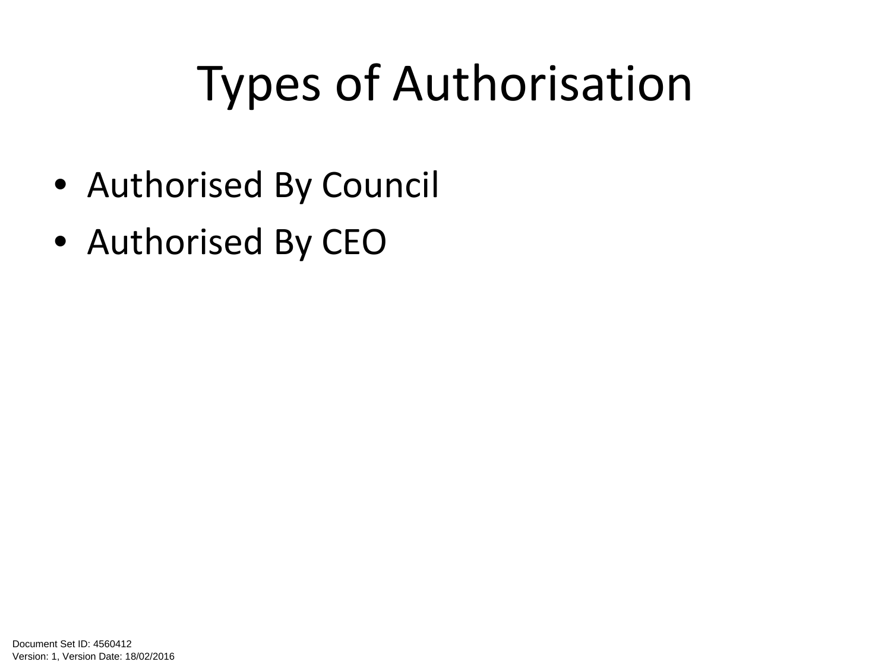# Types of Authorisation

- Authorised By Council
- Authorised By CEO

Document Set ID: 4560412
Version: 1, Version Date: 18/02/2016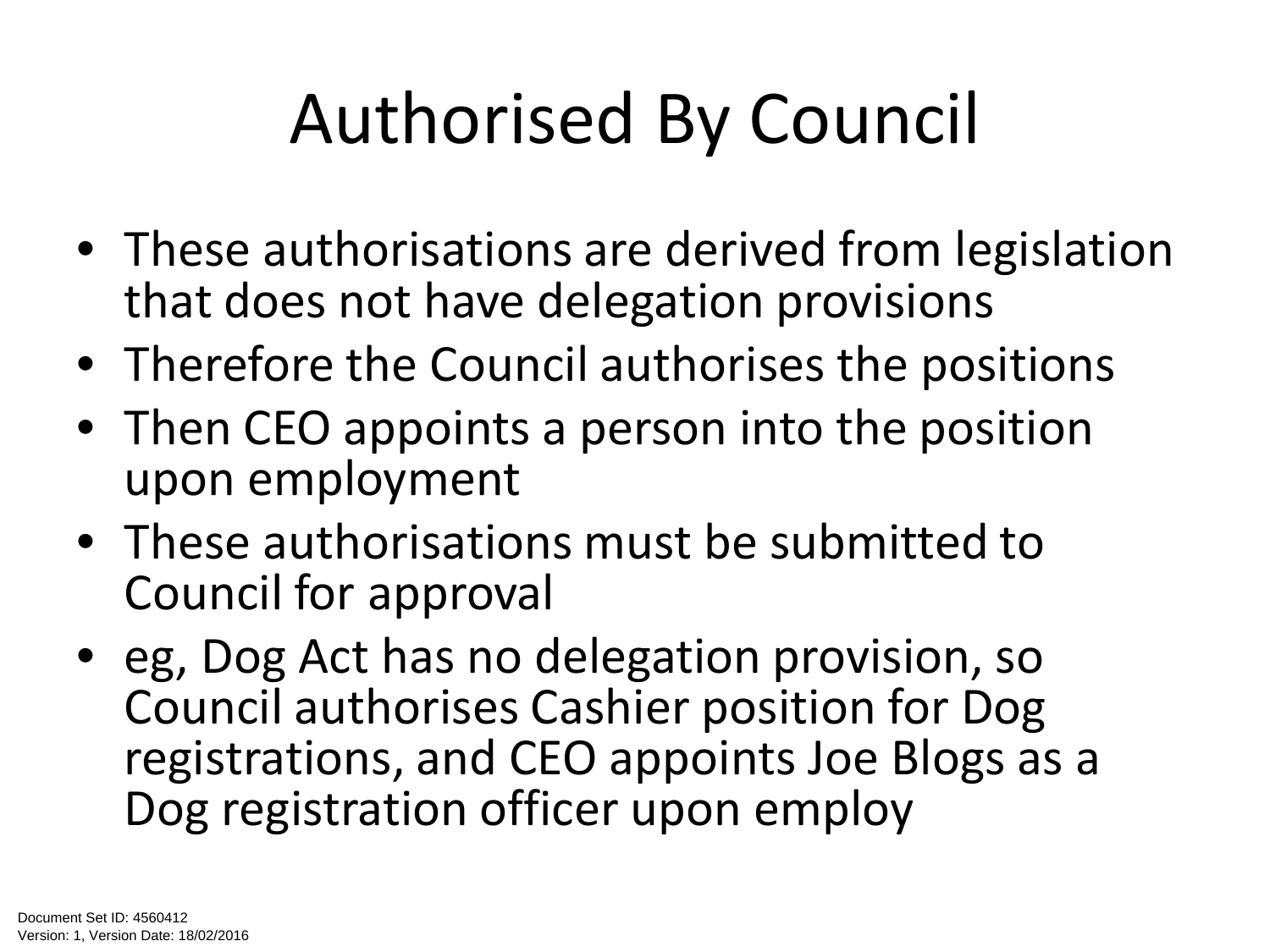# Authorised By Council

- These authorisations are derived from legislation that does not have delegation provisions
- Therefore the Council authorises the positions
- Then CEO appoints a person into the position upon employment
- These authorisations must be submitted to Council for approval
- eg, Dog Act has no delegation provision, so Council authorises Cashier position for Dog registrations, and CEO appoints Joe Blogs as a Dog registration officer upon employ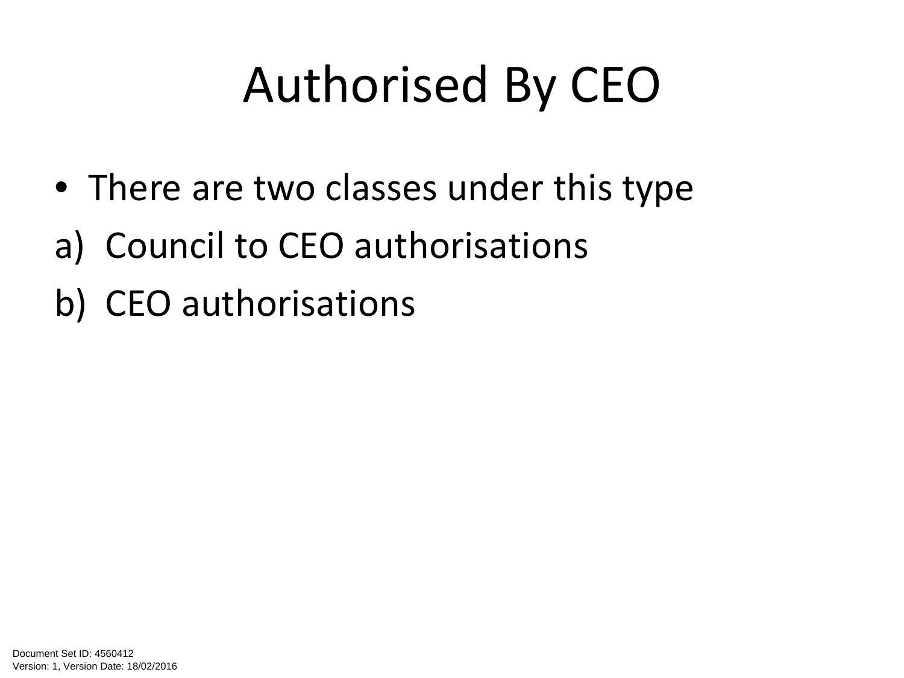# Authorised By CEO

- There are two classes under this type

a) Council to CEO authorisations

b) CEO authorisations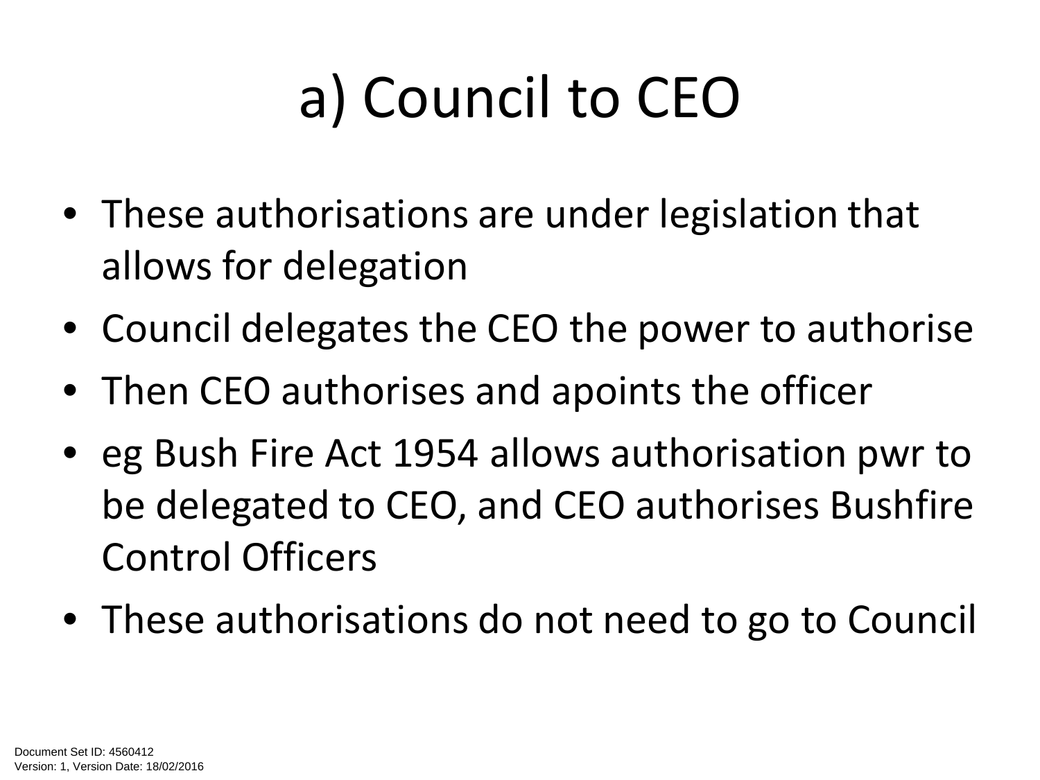# a) Council to CEO

- These authorisations are under legislation that allows for delegation
- Council delegates the CEO the power to authorise
- Then CEO authorises and apoints the officer
- eg Bush Fire Act 1954 allows authorisation pwr to be delegated to CEO, and CEO authorises Bushfire Control Officers
- These authorisations do not need to go to Council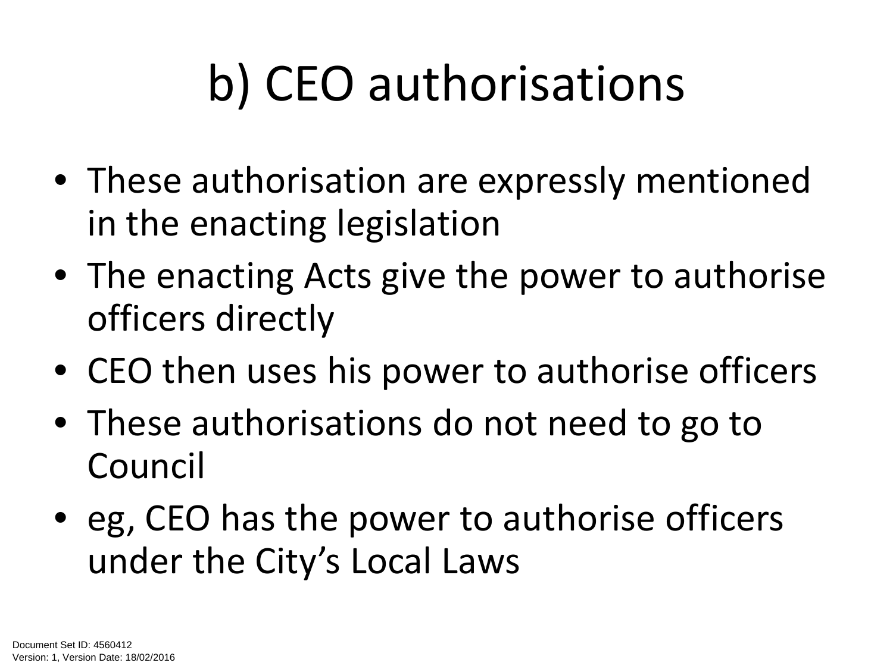# b) CEO authorisations

- These authorisation are expressly mentioned in the enacting legislation
- The enacting Acts give the power to authorise officers directly
- CEO then uses his power to authorise officers
- These authorisations do not need to go to Council
- eg, CEO has the power to authorise officers under the City's Local Laws